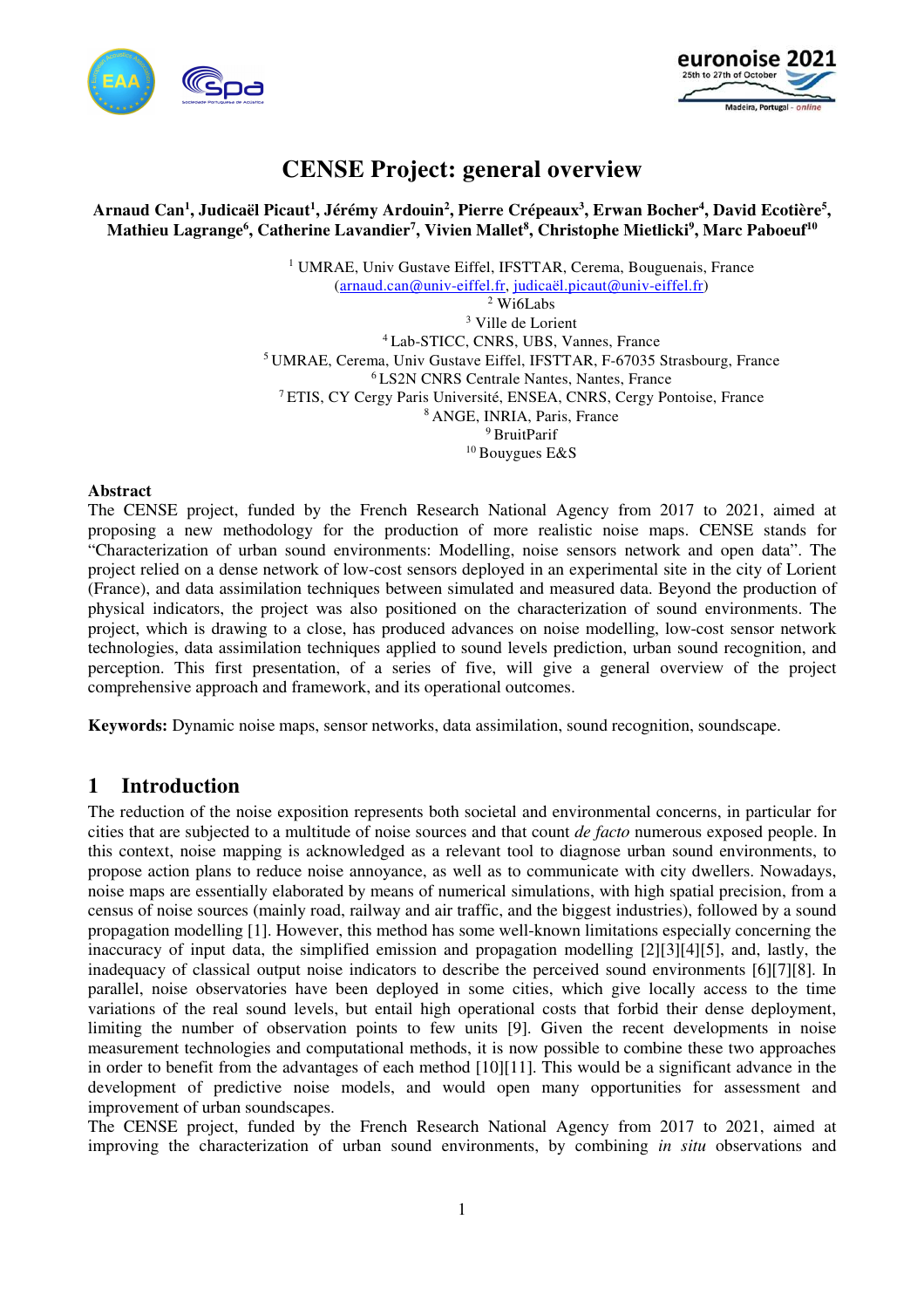# CENSE Project: general overview

**Arnaud Can[1], Judicaël Picaut[1], Jérémy Ardouin[2], Pierre Crépeaux[3], Erwan Bocher[4], David Ecotière[5], Mathieu Lagrange[6], Catherine Lavandier[7], Vivien Mallet[8], Christophe Mietlicki[9], Marc Paboeuf[10]**

[1] UMRAE, Univ Gustave Eiffel, IFSTTAR, Cerema, Bouguenais, France
(arnaud.can@univ-eiffel.fr, judicaël.picaut@univ-eiffel.fr)
[2] Wi6Labs
[3] Ville de Lorient
[4] Lab-STICC, CNRS, UBS, Vannes, France
[5] UMRAE, Cerema, Univ Gustave Eiffel, IFSTTAR, F-67035 Strasbourg, France
[6] LS2N CNRS Centrale Nantes, Nantes, France
[7] ETIS, CY Cergy Paris Université, ENSEA, CNRS, Cergy Pontoise, France
[8] ANGE, INRIA, Paris, France
[9] BruitParif
[10] Bouygues E&S

**Abstract**

The CENSE project, funded by the French Research National Agency from 2017 to 2021, aimed at proposing a new methodology for the production of more realistic noise maps. CENSE stands for "Characterization of urban sound environments: Modelling, noise sensors network and open data". The project relied on a dense network of low-cost sensors deployed in an experimental site in the city of Lorient (France), and data assimilation techniques between simulated and measured data. Beyond the production of physical indicators, the project was also positioned on the characterization of sound environments. The project, which is drawing to a close, has produced advances on noise modelling, low-cost sensor network technologies, data assimilation techniques applied to sound levels prediction, urban sound recognition, and perception. This first presentation, of a series of five, will give a general overview of the project comprehensive approach and framework, and its operational outcomes.

**Keywords:** Dynamic noise maps, sensor networks, data assimilation, sound recognition, soundscape.

## 1 Introduction

The reduction of the noise exposition represents both societal and environmental concerns, in particular for cities that are subjected to a multitude of noise sources and that count *de facto* numerous exposed people. In this context, noise mapping is acknowledged as a relevant tool to diagnose urban sound environments, to propose action plans to reduce noise annoyance, as well as to communicate with city dwellers. Nowadays, noise maps are essentially elaborated by means of numerical simulations, with high spatial precision, from a census of noise sources (mainly road, railway and air traffic, and the biggest industries), followed by a sound propagation modelling [1]. However, this method has some well-known limitations especially concerning the inaccuracy of input data, the simplified emission and propagation modelling [2][3][4][5], and, lastly, the inadequacy of classical output noise indicators to describe the perceived sound environments [6][7][8]. In parallel, noise observatories have been deployed in some cities, which give locally access to the time variations of the real sound levels, but entail high operational costs that forbid their dense deployment, limiting the number of observation points to few units [9]. Given the recent developments in noise measurement technologies and computational methods, it is now possible to combine these two approaches in order to benefit from the advantages of each method [10][11]. This would be a significant advance in the development of predictive noise models, and would open many opportunities for assessment and improvement of urban soundscapes.

The CENSE project, funded by the French Research National Agency from 2017 to 2021, aimed at improving the characterization of urban sound environments, by combining *in situ* observations and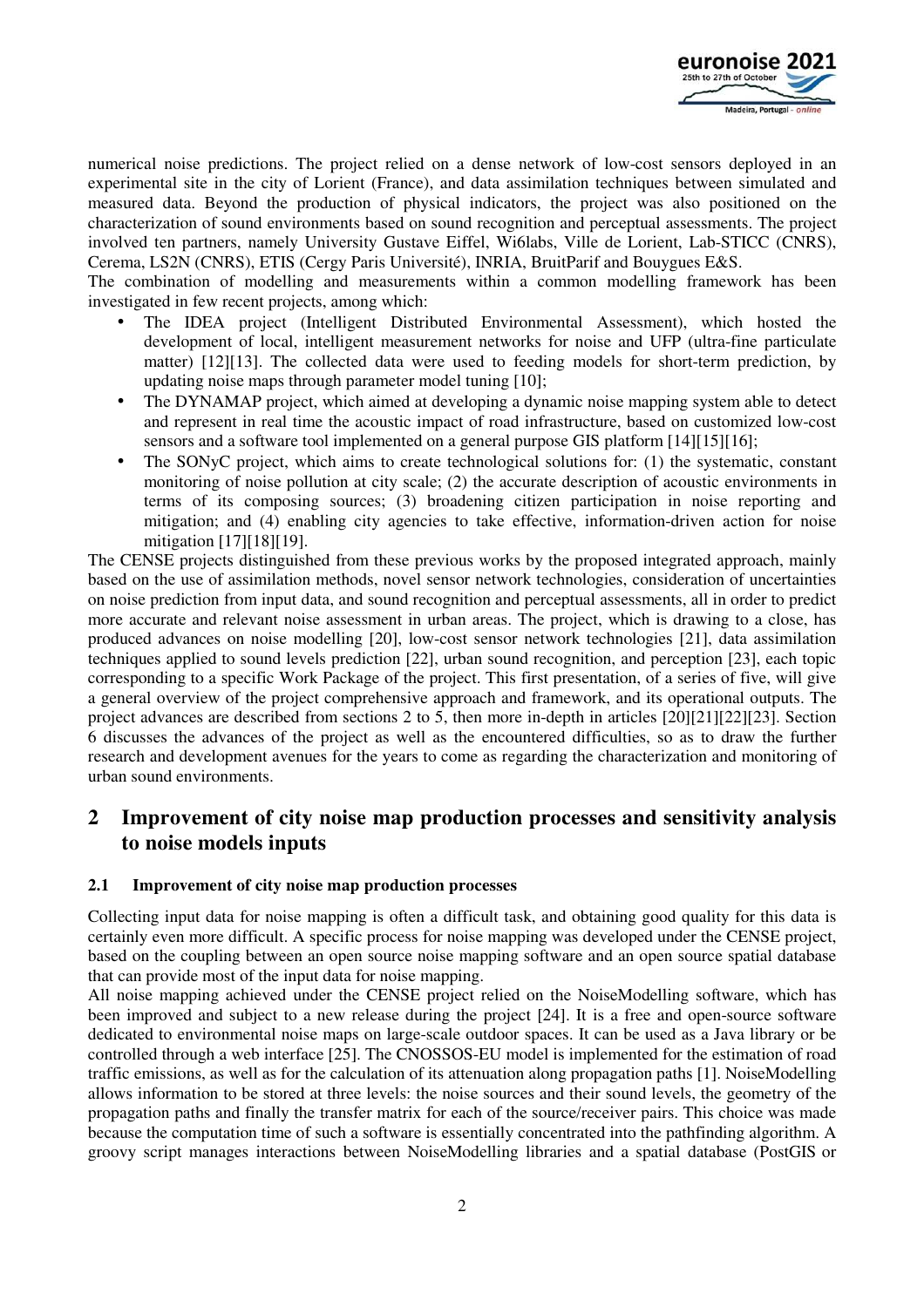numerical noise predictions. The project relied on a dense network of low-cost sensors deployed in an experimental site in the city of Lorient (France), and data assimilation techniques between simulated and measured data. Beyond the production of physical indicators, the project was also positioned on the characterization of sound environments based on sound recognition and perceptual assessments. The project involved ten partners, namely University Gustave Eiffel, Wi6labs, Ville de Lorient, Lab-STICC (CNRS), Cerema, LS2N (CNRS), ETIS (Cergy Paris Université), INRIA, BruitParif and Bouygues E&S.

The combination of modelling and measurements within a common modelling framework has been investigated in few recent projects, among which:

- The IDEA project (Intelligent Distributed Environmental Assessment), which hosted the development of local, intelligent measurement networks for noise and UFP (ultra-fine particulate matter) [12][13]. The collected data were used to feeding models for short-term prediction, by updating noise maps through parameter model tuning [10];
- The DYNAMAP project, which aimed at developing a dynamic noise mapping system able to detect and represent in real time the acoustic impact of road infrastructure, based on customized low-cost sensors and a software tool implemented on a general purpose GIS platform [14][15][16];
- The SONyC project, which aims to create technological solutions for: (1) the systematic, constant monitoring of noise pollution at city scale; (2) the accurate description of acoustic environments in terms of its composing sources; (3) broadening citizen participation in noise reporting and mitigation; and (4) enabling city agencies to take effective, information-driven action for noise mitigation [17][18][19].

The CENSE projects distinguished from these previous works by the proposed integrated approach, mainly based on the use of assimilation methods, novel sensor network technologies, consideration of uncertainties on noise prediction from input data, and sound recognition and perceptual assessments, all in order to predict more accurate and relevant noise assessment in urban areas. The project, which is drawing to a close, has produced advances on noise modelling [20], low-cost sensor network technologies [21], data assimilation techniques applied to sound levels prediction [22], urban sound recognition, and perception [23], each topic corresponding to a specific Work Package of the project. This first presentation, of a series of five, will give a general overview of the project comprehensive approach and framework, and its operational outputs. The project advances are described from sections 2 to 5, then more in-depth in articles [20][21][22][23]. Section 6 discusses the advances of the project as well as the encountered difficulties, so as to draw the further research and development avenues for the years to come as regarding the characterization and monitoring of urban sound environments.

## 2 Improvement of city noise map production processes and sensitivity analysis to noise models inputs

### 2.1 Improvement of city noise map production processes

Collecting input data for noise mapping is often a difficult task, and obtaining good quality for this data is certainly even more difficult. A specific process for noise mapping was developed under the CENSE project, based on the coupling between an open source noise mapping software and an open source spatial database that can provide most of the input data for noise mapping.

All noise mapping achieved under the CENSE project relied on the NoiseModelling software, which has been improved and subject to a new release during the project [24]. It is a free and open-source software dedicated to environmental noise maps on large-scale outdoor spaces. It can be used as a Java library or be controlled through a web interface [25]. The CNOSSOS-EU model is implemented for the estimation of road traffic emissions, as well as for the calculation of its attenuation along propagation paths [1]. NoiseModelling allows information to be stored at three levels: the noise sources and their sound levels, the geometry of the propagation paths and finally the transfer matrix for each of the source/receiver pairs. This choice was made because the computation time of such a software is essentially concentrated into the pathfinding algorithm. A groovy script manages interactions between NoiseModelling libraries and a spatial database (PostGIS or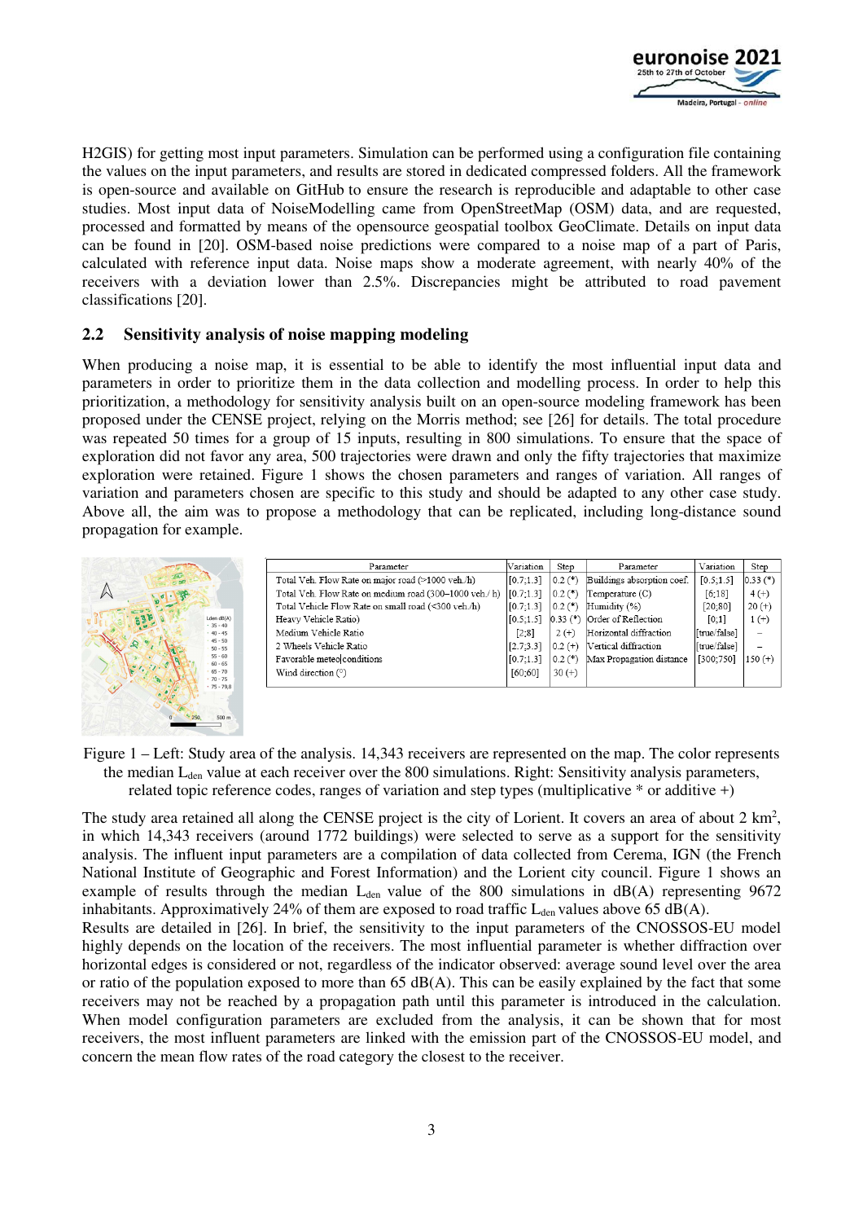H2GIS) for getting most input parameters. Simulation can be performed using a configuration file containing the values on the input parameters, and results are stored in dedicated compressed folders. All the framework is open-source and available on GitHub to ensure the research is reproducible and adaptable to other case studies. Most input data of NoiseModelling came from OpenStreetMap (OSM) data, and are requested, processed and formatted by means of the opensource geospatial toolbox GeoClimate. Details on input data can be found in [20]. OSM-based noise predictions were compared to a noise map of a part of Paris, calculated with reference input data. Noise maps show a moderate agreement, with nearly 40% of the receivers with a deviation lower than 2.5%. Discrepancies might be attributed to road pavement classifications [20].

## 2.2 Sensitivity analysis of noise mapping modeling

When producing a noise map, it is essential to be able to identify the most influential input data and parameters in order to prioritize them in the data collection and modelling process. In order to help this prioritization, a methodology for sensitivity analysis built on an open-source modeling framework has been proposed under the CENSE project, relying on the Morris method; see [26] for details. The total procedure was repeated 50 times for a group of 15 inputs, resulting in 800 simulations. To ensure that the space of exploration did not favor any area, 500 trajectories were drawn and only the fifty trajectories that maximize exploration were retained. Figure 1 shows the chosen parameters and ranges of variation. All ranges of variation and parameters chosen are specific to this study and should be adapted to any other case study. Above all, the aim was to propose a methodology that can be replicated, including long-distance sound propagation for example.

| Parameter | Variation | Step | Parameter | Variation | Step |
|---|---|---|---|---|---|
| Total Veh. Flow Rate on major road (>1000 veh./h) | [0.7;1.3] | 0.2 (*) | Buildings absorption coef. | [0.5;1.5] | 0.33 (*) |
| Total Veh. Flow Rate on medium road (300–1000 veh./ h) | [0.7;1.3] | 0.2 (*) | Temperature (C) | [6;18] | 4 (+) |
| Total Vehicle Flow Rate on small road (<300 veh./h) | [0.7;1.3] | 0.2 (*) | Humidity (%) | [20;80] | 20 (+) |
| Heavy Vehicle Ratio) | [0.5;1.5] | 0.33 (*) | Order of Reflection | [0;1] | 1 (+) |
| Medium Vehicle Ratio | [2;8] | 2 (+) | Horizontal diffraction | [true/false] | – |
| 2 Wheels Vehicle Ratio | [2.7;3.3] | 0.2 (+) | Vertical diffraction | [true/false] | – |
| Favorable meteo conditions | [0.7;1.3] | 0.2 (*) | Max Propagation distance | [300;750] | 150 (+) |
| Wind direction (°) | [60;60] | 30 (+) | | | |

Figure 1 – Left: Study area of the analysis. 14,343 receivers are represented on the map. The color represents the median $L_{den}$ value at each receiver over the 800 simulations. Right: Sensitivity analysis parameters, related topic reference codes, ranges of variation and step types (multiplicative * or additive +)

The study area retained all along the CENSE project is the city of Lorient. It covers an area of about 2 km$^2$, in which 14,343 receivers (around 1772 buildings) were selected to serve as a support for the sensitivity analysis. The influent input parameters are a compilation of data collected from Cerema, IGN (the French National Institute of Geographic and Forest Information) and the Lorient city council. Figure 1 shows an example of results through the median $L_{den}$ value of the 800 simulations in dB(A) representing 9672 inhabitants. Approximatively 24% of them are exposed to road traffic $L_{den}$ values above 65 dB(A).

Results are detailed in [26]. In brief, the sensitivity to the input parameters of the CNOSSOS-EU model highly depends on the location of the receivers. The most influential parameter is whether diffraction over horizontal edges is considered or not, regardless of the indicator observed: average sound level over the area or ratio of the population exposed to more than 65 dB(A). This can be easily explained by the fact that some receivers may not be reached by a propagation path until this parameter is introduced in the calculation. When model configuration parameters are excluded from the analysis, it can be shown that for most receivers, the most influent parameters are linked with the emission part of the CNOSSOS-EU model, and concern the mean flow rates of the road category the closest to the receiver.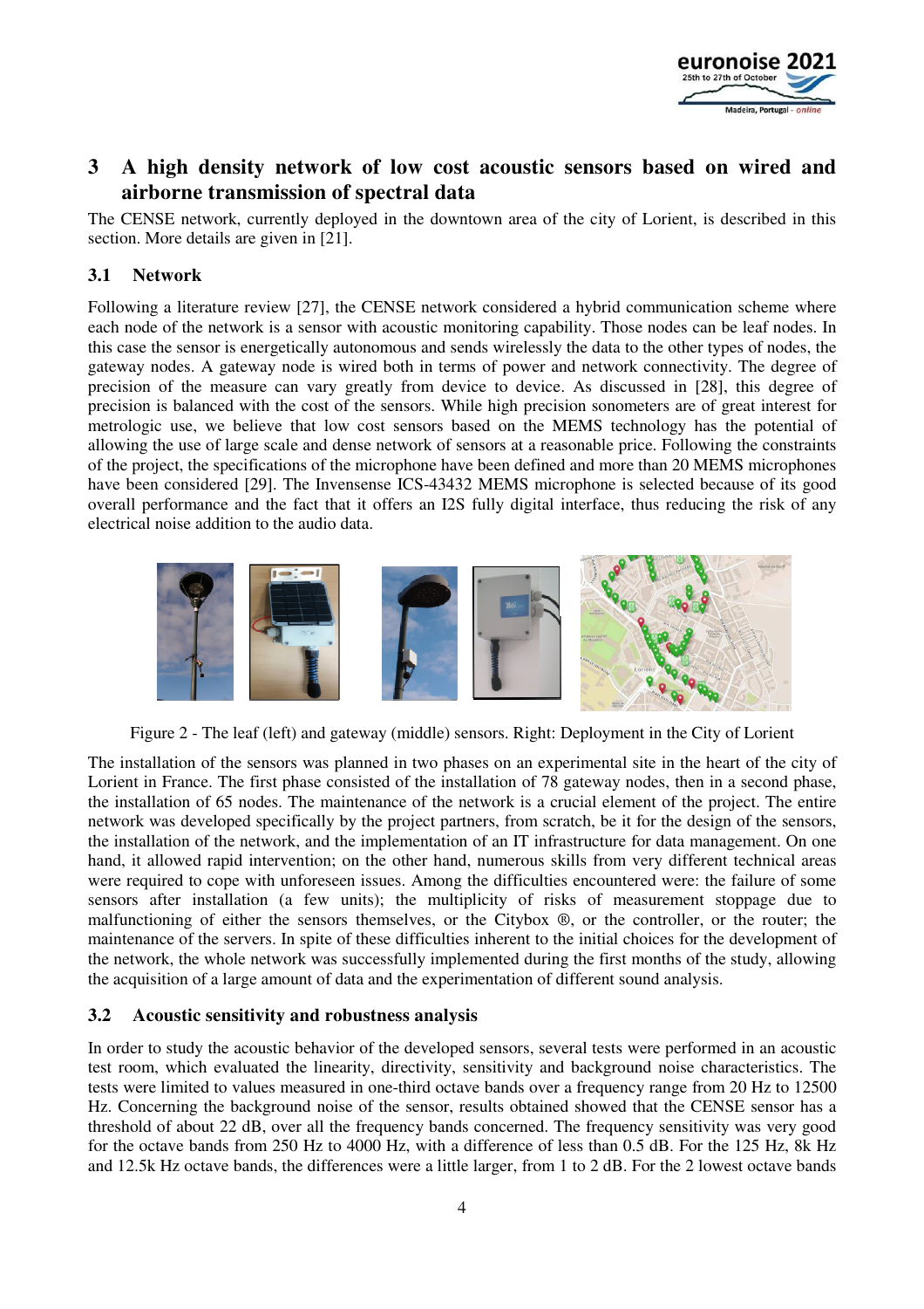## 3 A high density network of low cost acoustic sensors based on wired and airborne transmission of spectral data

The CENSE network, currently deployed in the downtown area of the city of Lorient, is described in this section. More details are given in [21].

### 3.1 Network

Following a literature review [27], the CENSE network considered a hybrid communication scheme where each node of the network is a sensor with acoustic monitoring capability. Those nodes can be leaf nodes. In this case the sensor is energetically autonomous and sends wirelessly the data to the other types of nodes, the gateway nodes. A gateway node is wired both in terms of power and network connectivity. The degree of precision of the measure can vary greatly from device to device. As discussed in [28], this degree of precision is balanced with the cost of the sensors. While high precision sonometers are of great interest for metrologic use, we believe that low cost sensors based on the MEMS technology has the potential of allowing the use of large scale and dense network of sensors at a reasonable price. Following the constraints of the project, the specifications of the microphone have been defined and more than 20 MEMS microphones have been considered [29]. The Invensense ICS-43432 MEMS microphone is selected because of its good overall performance and the fact that it offers an I2S fully digital interface, thus reducing the risk of any electrical noise addition to the audio data.

Figure 2 - The leaf (left) and gateway (middle) sensors. Right: Deployment in the City of Lorient

The installation of the sensors was planned in two phases on an experimental site in the heart of the city of Lorient in France. The first phase consisted of the installation of 78 gateway nodes, then in a second phase, the installation of 65 nodes. The maintenance of the network is a crucial element of the project. The entire network was developed specifically by the project partners, from scratch, be it for the design of the sensors, the installation of the network, and the implementation of an IT infrastructure for data management. On one hand, it allowed rapid intervention; on the other hand, numerous skills from very different technical areas were required to cope with unforeseen issues. Among the difficulties encountered were: the failure of some sensors after installation (a few units); the multiplicity of risks of measurement stoppage due to malfunctioning of either the sensors themselves, or the Citybox ®, or the controller, or the router; the maintenance of the servers. In spite of these difficulties inherent to the initial choices for the development of the network, the whole network was successfully implemented during the first months of the study, allowing the acquisition of a large amount of data and the experimentation of different sound analysis.

### 3.2 Acoustic sensitivity and robustness analysis

In order to study the acoustic behavior of the developed sensors, several tests were performed in an acoustic test room, which evaluated the linearity, directivity, sensitivity and background noise characteristics. The tests were limited to values measured in one-third octave bands over a frequency range from 20 Hz to 12500 Hz. Concerning the background noise of the sensor, results obtained showed that the CENSE sensor has a threshold of about 22 dB, over all the frequency bands concerned. The frequency sensitivity was very good for the octave bands from 250 Hz to 4000 Hz, with a difference of less than 0.5 dB. For the 125 Hz, 8k Hz and 12.5k Hz octave bands, the differences were a little larger, from 1 to 2 dB. For the 2 lowest octave bands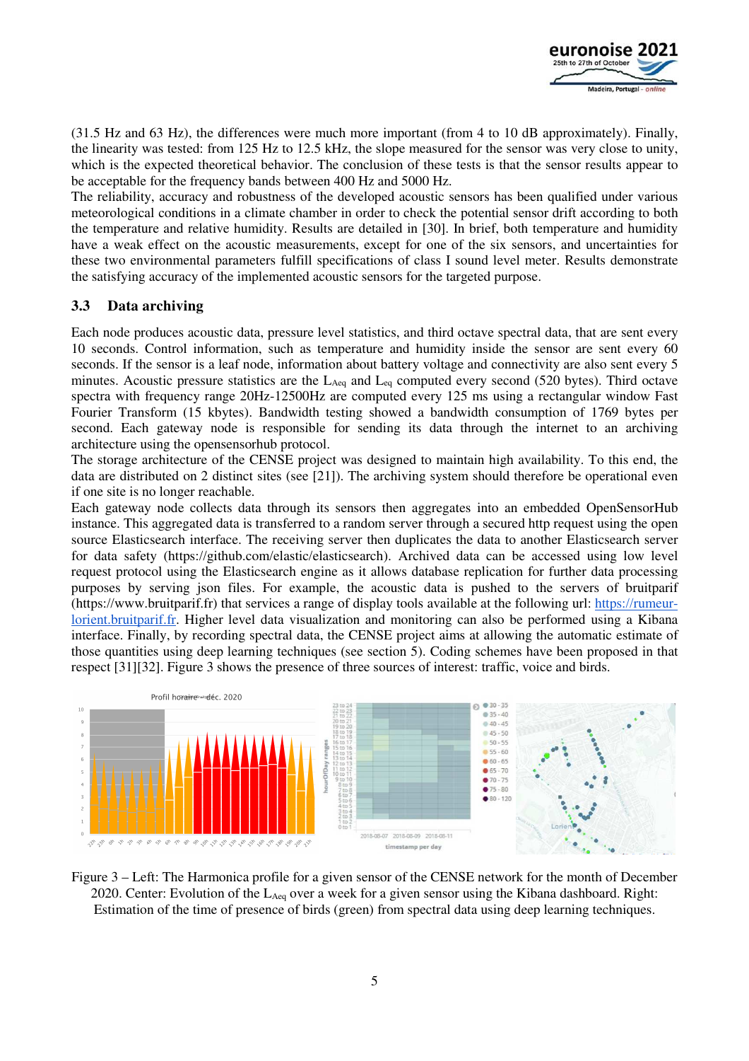(31.5 Hz and 63 Hz), the differences were much more important (from 4 to 10 dB approximately). Finally, the linearity was tested: from 125 Hz to 12.5 kHz, the slope measured for the sensor was very close to unity, which is the expected theoretical behavior. The conclusion of these tests is that the sensor results appear to be acceptable for the frequency bands between 400 Hz and 5000 Hz.

The reliability, accuracy and robustness of the developed acoustic sensors has been qualified under various meteorological conditions in a climate chamber in order to check the potential sensor drift according to both the temperature and relative humidity. Results are detailed in [30]. In brief, both temperature and humidity have a weak effect on the acoustic measurements, except for one of the six sensors, and uncertainties for these two environmental parameters fulfill specifications of class I sound level meter. Results demonstrate the satisfying accuracy of the implemented acoustic sensors for the targeted purpose.

### 3.3 Data archiving

Each node produces acoustic data, pressure level statistics, and third octave spectral data, that are sent every 10 seconds. Control information, such as temperature and humidity inside the sensor are sent every 60 seconds. If the sensor is a leaf node, information about battery voltage and connectivity are also sent every 5 minutes. Acoustic pressure statistics are the $L_{Aeq}$ and $L_{eq}$ computed every second (520 bytes). Third octave spectra with frequency range 20Hz-12500Hz are computed every 125 ms using a rectangular window Fast Fourier Transform (15 kbytes). Bandwidth testing showed a bandwidth consumption of 1769 bytes per second. Each gateway node is responsible for sending its data through the internet to an archiving architecture using the opensensorhub protocol.

The storage architecture of the CENSE project was designed to maintain high availability. To this end, the data are distributed on 2 distinct sites (see [21]). The archiving system should therefore be operational even if one site is no longer reachable.

Each gateway node collects data through its sensors then aggregates into an embedded OpenSensorHub instance. This aggregated data is transferred to a random server through a secured http request using the open source Elasticsearch interface. The receiving server then duplicates the data to another Elasticsearch server for data safety (https://github.com/elastic/elasticsearch). Archived data can be accessed using low level request protocol using the Elasticsearch engine as it allows database replication for further data processing purposes by serving json files. For example, the acoustic data is pushed to the servers of bruitparif (https://www.bruitparif.fr) that services a range of display tools available at the following url: https://rumeur-lorient.bruitparif.fr. Higher level data visualization and monitoring can also be performed using a Kibana interface. Finally, by recording spectral data, the CENSE project aims at allowing the automatic estimate of those quantities using deep learning techniques (see section 5). Coding schemes have been proposed in that respect [31][32]. Figure 3 shows the presence of three sources of interest: traffic, voice and birds.

Profil horaire déc. 2020

hourOfDay ranges

timestamp per day

30 - 35
35 - 40
40 - 45
45 - 50
50 - 55
55 - 60
60 - 65
65 - 70
70 - 75
75 - 80
80 - 120

Lorient

Figure 3 – Left: The Harmonica profile for a given sensor of the CENSE network for the month of December 2020. Center: Evolution of the $L_{Aeq}$ over a week for a given sensor using the Kibana dashboard. Right: Estimation of the time of presence of birds (green) from spectral data using deep learning techniques.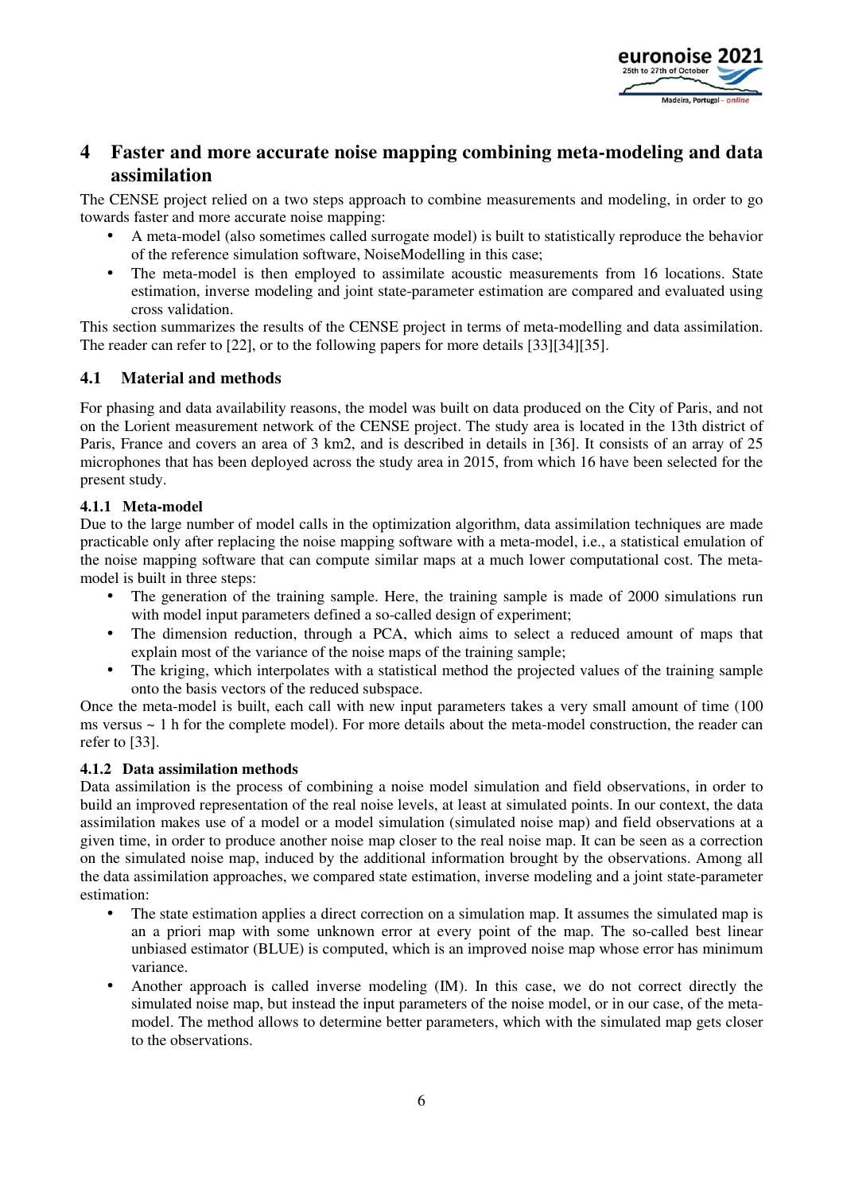# 4 Faster and more accurate noise mapping combining meta-modeling and data assimilation

The CENSE project relied on a two steps approach to combine measurements and modeling, in order to go towards faster and more accurate noise mapping:

- A meta-model (also sometimes called surrogate model) is built to statistically reproduce the behavior of the reference simulation software, NoiseModelling in this case;
- The meta-model is then employed to assimilate acoustic measurements from 16 locations. State estimation, inverse modeling and joint state-parameter estimation are compared and evaluated using cross validation.

This section summarizes the results of the CENSE project in terms of meta-modelling and data assimilation. The reader can refer to [22], or to the following papers for more details [33][34][35].

## 4.1 Material and methods

For phasing and data availability reasons, the model was built on data produced on the City of Paris, and not on the Lorient measurement network of the CENSE project. The study area is located in the 13th district of Paris, France and covers an area of 3 km2, and is described in details in [36]. It consists of an array of 25 microphones that has been deployed across the study area in 2015, from which 16 have been selected for the present study.

### 4.1.1 Meta-model

Due to the large number of model calls in the optimization algorithm, data assimilation techniques are made practicable only after replacing the noise mapping software with a meta-model, i.e., a statistical emulation of the noise mapping software that can compute similar maps at a much lower computational cost. The meta-model is built in three steps:

- The generation of the training sample. Here, the training sample is made of 2000 simulations run with model input parameters defined a so-called design of experiment;
- The dimension reduction, through a PCA, which aims to select a reduced amount of maps that explain most of the variance of the noise maps of the training sample;
- The kriging, which interpolates with a statistical method the projected values of the training sample onto the basis vectors of the reduced subspace.

Once the meta-model is built, each call with new input parameters takes a very small amount of time (100 ms versus ~ 1 h for the complete model). For more details about the meta-model construction, the reader can refer to [33].

### 4.1.2 Data assimilation methods

Data assimilation is the process of combining a noise model simulation and field observations, in order to build an improved representation of the real noise levels, at least at simulated points. In our context, the data assimilation makes use of a model or a model simulation (simulated noise map) and field observations at a given time, in order to produce another noise map closer to the real noise map. It can be seen as a correction on the simulated noise map, induced by the additional information brought by the observations. Among all the data assimilation approaches, we compared state estimation, inverse modeling and a joint state-parameter estimation:

- The state estimation applies a direct correction on a simulation map. It assumes the simulated map is an a priori map with some unknown error at every point of the map. The so-called best linear unbiased estimator (BLUE) is computed, which is an improved noise map whose error has minimum variance.
- Another approach is called inverse modeling (IM). In this case, we do not correct directly the simulated noise map, but instead the input parameters of the noise model, or in our case, of the meta-model. The method allows to determine better parameters, which with the simulated map gets closer to the observations.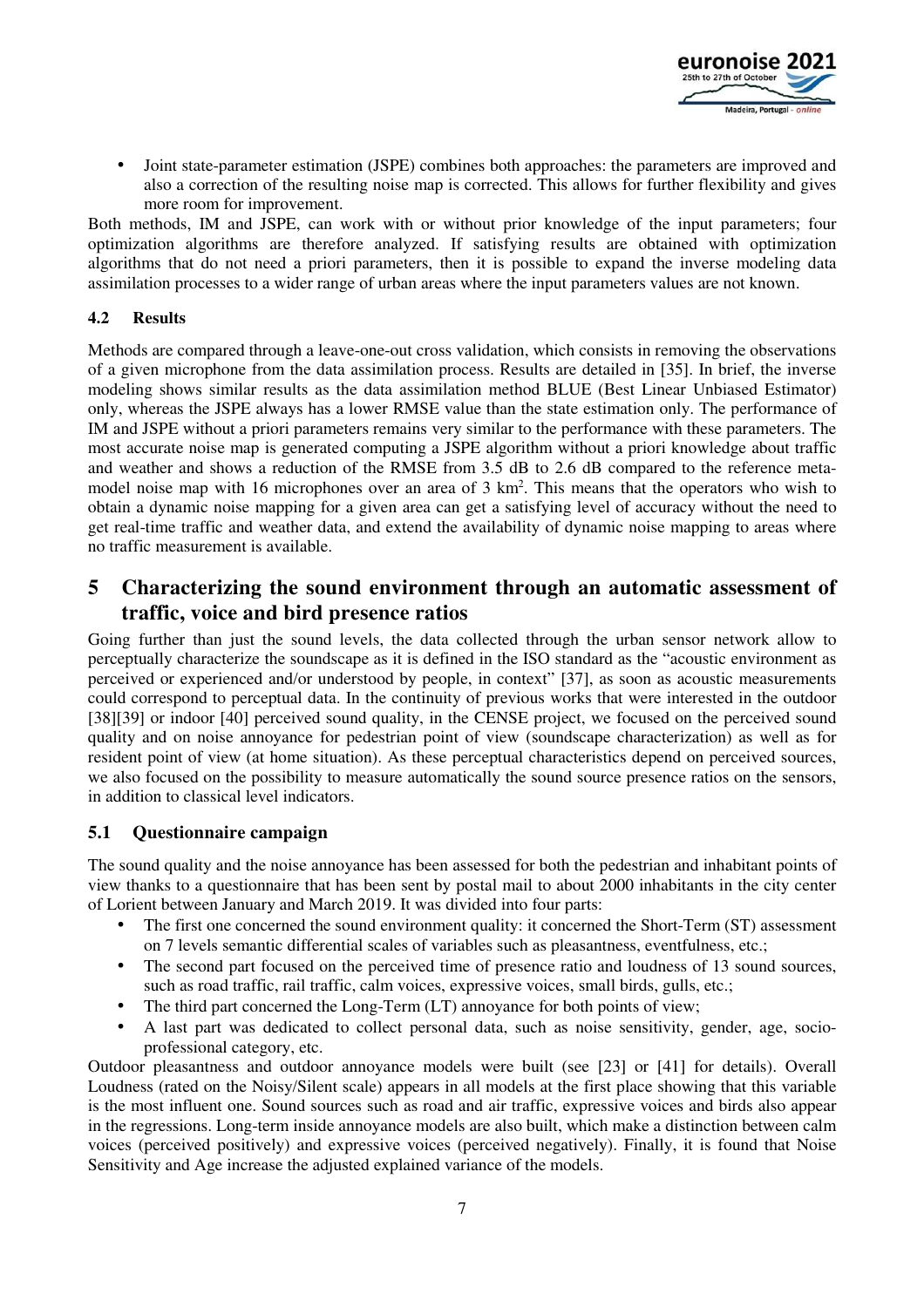- Joint state-parameter estimation (JSPE) combines both approaches: the parameters are improved and also a correction of the resulting noise map is corrected. This allows for further flexibility and gives more room for improvement.

Both methods, IM and JSPE, can work with or without prior knowledge of the input parameters; four optimization algorithms are therefore analyzed. If satisfying results are obtained with optimization algorithms that do not need a priori parameters, then it is possible to expand the inverse modeling data assimilation processes to a wider range of urban areas where the input parameters values are not known.

### 4.2 Results

Methods are compared through a leave-one-out cross validation, which consists in removing the observations of a given microphone from the data assimilation process. Results are detailed in [35]. In brief, the inverse modeling shows similar results as the data assimilation method BLUE (Best Linear Unbiased Estimator) only, whereas the JSPE always has a lower RMSE value than the state estimation only. The performance of IM and JSPE without a priori parameters remains very similar to the performance with these parameters. The most accurate noise map is generated computing a JSPE algorithm without a priori knowledge about traffic and weather and shows a reduction of the RMSE from 3.5 dB to 2.6 dB compared to the reference meta-model noise map with 16 microphones over an area of 3 km$^2$. This means that the operators who wish to obtain a dynamic noise mapping for a given area can get a satisfying level of accuracy without the need to get real-time traffic and weather data, and extend the availability of dynamic noise mapping to areas where no traffic measurement is available.

## 5 Characterizing the sound environment through an automatic assessment of traffic, voice and bird presence ratios

Going further than just the sound levels, the data collected through the urban sensor network allow to perceptually characterize the soundscape as it is defined in the ISO standard as the "acoustic environment as perceived or experienced and/or understood by people, in context" [37], as soon as acoustic measurements could correspond to perceptual data. In the continuity of previous works that were interested in the outdoor [38][39] or indoor [40] perceived sound quality, in the CENSE project, we focused on the perceived sound quality and on noise annoyance for pedestrian point of view (soundscape characterization) as well as for resident point of view (at home situation). As these perceptual characteristics depend on perceived sources, we also focused on the possibility to measure automatically the sound source presence ratios on the sensors, in addition to classical level indicators.

### 5.1 Questionnaire campaign

The sound quality and the noise annoyance has been assessed for both the pedestrian and inhabitant points of view thanks to a questionnaire that has been sent by postal mail to about 2000 inhabitants in the city center of Lorient between January and March 2019. It was divided into four parts:

- The first one concerned the sound environment quality: it concerned the Short-Term (ST) assessment on 7 levels semantic differential scales of variables such as pleasantness, eventfulness, etc.;
- The second part focused on the perceived time of presence ratio and loudness of 13 sound sources, such as road traffic, rail traffic, calm voices, expressive voices, small birds, gulls, etc.;
- The third part concerned the Long-Term (LT) annoyance for both points of view;
- A last part was dedicated to collect personal data, such as noise sensitivity, gender, age, socio-professional category, etc.

Outdoor pleasantness and outdoor annoyance models were built (see [23] or [41] for details). Overall Loudness (rated on the Noisy/Silent scale) appears in all models at the first place showing that this variable is the most influent one. Sound sources such as road and air traffic, expressive voices and birds also appear in the regressions. Long-term inside annoyance models are also built, which make a distinction between calm voices (perceived positively) and expressive voices (perceived negatively). Finally, it is found that Noise Sensitivity and Age increase the adjusted explained variance of the models.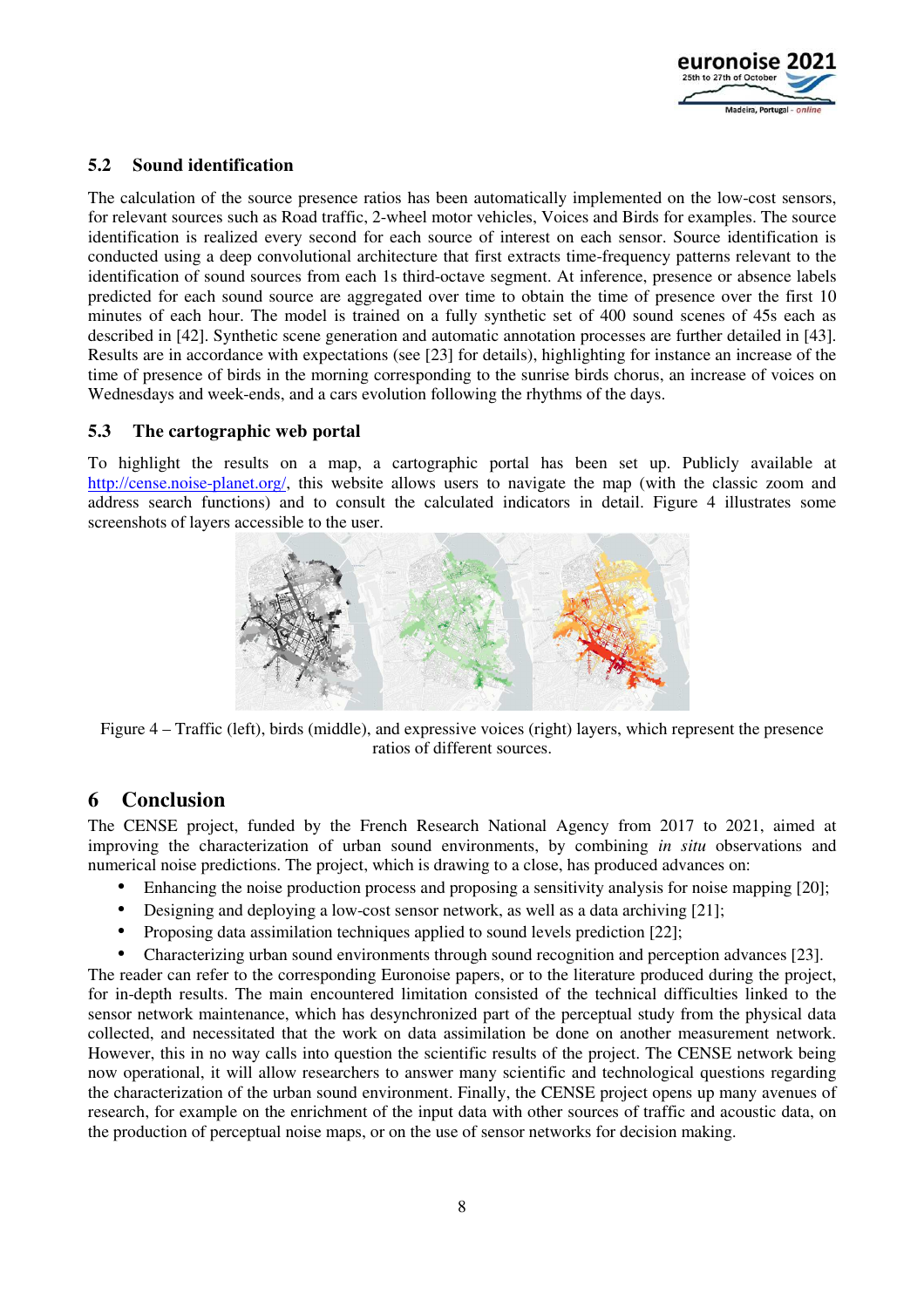### 5.2 Sound identification

The calculation of the source presence ratios has been automatically implemented on the low-cost sensors, for relevant sources such as Road traffic, 2-wheel motor vehicles, Voices and Birds for examples. The source identification is realized every second for each source of interest on each sensor. Source identification is conducted using a deep convolutional architecture that first extracts time-frequency patterns relevant to the identification of sound sources from each 1s third-octave segment. At inference, presence or absence labels predicted for each sound source are aggregated over time to obtain the time of presence over the first 10 minutes of each hour. The model is trained on a fully synthetic set of 400 sound scenes of 45s each as described in [42]. Synthetic scene generation and automatic annotation processes are further detailed in [43]. Results are in accordance with expectations (see [23] for details), highlighting for instance an increase of the time of presence of birds in the morning corresponding to the sunrise birds chorus, an increase of voices on Wednesdays and week-ends, and a cars evolution following the rhythms of the days.

### 5.3 The cartographic web portal

To highlight the results on a map, a cartographic portal has been set up. Publicly available at http://cense.noise-planet.org/, this website allows users to navigate the map (with the classic zoom and address search functions) and to consult the calculated indicators in detail. Figure 4 illustrates some screenshots of layers accessible to the user.

Figure 4 – Traffic (left), birds (middle), and expressive voices (right) layers, which represent the presence ratios of different sources.

## 6 Conclusion

The CENSE project, funded by the French Research National Agency from 2017 to 2021, aimed at improving the characterization of urban sound environments, by combining *in situ* observations and numerical noise predictions. The project, which is drawing to a close, has produced advances on:

- Enhancing the noise production process and proposing a sensitivity analysis for noise mapping [20];
- Designing and deploying a low-cost sensor network, as well as a data archiving [21];
- Proposing data assimilation techniques applied to sound levels prediction [22];
- Characterizing urban sound environments through sound recognition and perception advances [23].

The reader can refer to the corresponding Euronoise papers, or to the literature produced during the project, for in-depth results. The main encountered limitation consisted of the technical difficulties linked to the sensor network maintenance, which has desynchronized part of the perceptual study from the physical data collected, and necessitated that the work on data assimilation be done on another measurement network. However, this in no way calls into question the scientific results of the project. The CENSE network being now operational, it will allow researchers to answer many scientific and technological questions regarding the characterization of the urban sound environment. Finally, the CENSE project opens up many avenues of research, for example on the enrichment of the input data with other sources of traffic and acoustic data, on the production of perceptual noise maps, or on the use of sensor networks for decision making.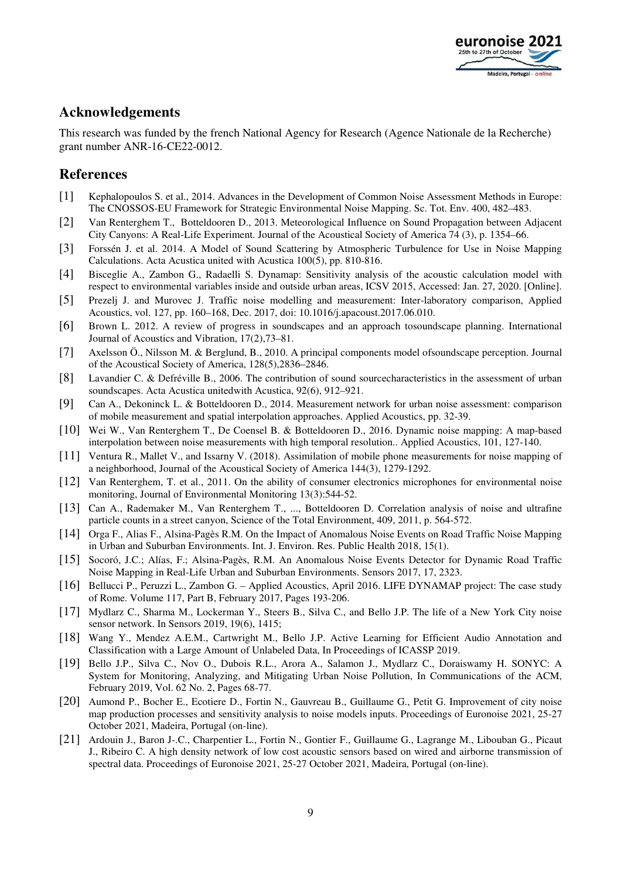## Acknowledgements

This research was funded by the french National Agency for Research (Agence Nationale de la Recherche) grant number ANR-16-CE22-0012.

## References

[1] Kephalopoulos S. et al., 2014. Advances in the Development of Common Noise Assessment Methods in Europe: The CNOSSOS-EU Framework for Strategic Environmental Noise Mapping. Sc. Tot. Env. 400, 482–483.

[2] Van Renterghem T., Botteldooren D., 2013. Meteorological Influence on Sound Propagation between Adjacent City Canyons: A Real-Life Experiment. Journal of the Acoustical Society of America 74 (3), p. 1354–66.

[3] Forssén J. et al. 2014. A Model of Sound Scattering by Atmospheric Turbulence for Use in Noise Mapping Calculations. Acta Acustica united with Acustica 100(5), pp. 810-816.

[4] Bisceglie A., Zambon G., Radaelli S. Dynamap: Sensitivity analysis of the acoustic calculation model with respect to environmental variables inside and outside urban areas, ICSV 2015, Accessed: Jan. 27, 2020. [Online].

[5] Prezelj J. and Murovec J. Traffic noise modelling and measurement: Inter-laboratory comparison, Applied Acoustics, vol. 127, pp. 160–168, Dec. 2017, doi: 10.1016/j.apacoust.2017.06.010.

[6] Brown L. 2012. A review of progress in soundscapes and an approach tosoundscape planning. International Journal of Acoustics and Vibration, 17(2),73–81.

[7] Axelsson Ö., Nilsson M. & Berglund, B., 2010. A principal components model ofsoundscape perception. Journal of the Acoustical Society of America, 128(5),2836–2846.

[8] Lavandier C. & Defréville B., 2006. The contribution of sound sourcecharacteristics in the assessment of urban soundscapes. Acta Acustica unitedwith Acustica, 92(6), 912–921.

[9] Can A., Dekoninck L. & Botteldooren D., 2014. Measurement network for urban noise assessment: comparison of mobile measurement and spatial interpolation approaches. Applied Acoustics, pp. 32-39.

[10] Wei W., Van Renterghem T., De Coensel B. & Botteldooren D., 2016. Dynamic noise mapping: A map-based interpolation between noise measurements with high temporal resolution.. Applied Acoustics, 101, 127-140.

[11] Ventura R., Mallet V., and Issarny V. (2018). Assimilation of mobile phone measurements for noise mapping of a neighborhood, Journal of the Acoustical Society of America 144(3), 1279-1292.

[12] Van Renterghem, T. et al., 2011. On the ability of consumer electronics microphones for environmental noise monitoring, Journal of Environmental Monitoring 13(3):544-52.

[13] Can A., Rademaker M., Van Renterghem T., ..., Botteldooren D. Correlation analysis of noise and ultrafine particle counts in a street canyon, Science of the Total Environment, 409, 2011, p. 564-572.

[14] Orga F., Alias F., Alsina-Pagès R.M. On the Impact of Anomalous Noise Events on Road Traffic Noise Mapping in Urban and Suburban Environments. Int. J. Environ. Res. Public Health 2018, 15(1).

[15] Socoró, J.C.; Alías, F.; Alsina-Pagès, R.M. An Anomalous Noise Events Detector for Dynamic Road Traffic Noise Mapping in Real-Life Urban and Suburban Environments. Sensors 2017, 17, 2323.

[16] Bellucci P., Peruzzi L., Zambon G. – Applied Acoustics, April 2016. LIFE DYNAMAP project: The case study of Rome. Volume 117, Part B, February 2017, Pages 193-206.

[17] Mydlarz C., Sharma M., Lockerman Y., Steers B., Silva C., and Bello J.P. The life of a New York City noise sensor network. In Sensors 2019, 19(6), 1415;

[18] Wang Y., Mendez A.E.M., Cartwright M., Bello J.P. Active Learning for Efficient Audio Annotation and Classification with a Large Amount of Unlabeled Data, In Proceedings of ICASSP 2019.

[19] Bello J.P., Silva C., Nov O., Dubois R.L., Arora A., Salamon J., Mydlarz C., Doraiswamy H. SONYC: A System for Monitoring, Analyzing, and Mitigating Urban Noise Pollution, In Communications of the ACM, February 2019, Vol. 62 No. 2, Pages 68-77.

[20] Aumond P., Bocher E., Ecotiere D., Fortin N., Gauvreau B., Guillaume G., Petit G. Improvement of city noise map production processes and sensitivity analysis to noise models inputs. Proceedings of Euronoise 2021, 25-27 October 2021, Madeira, Portugal (on-line).

[21] Ardouin J., Baron J-.C., Charpentier L., Fortin N., Gontier F., Guillaume G., Lagrange M., Libouban G., Picaut J., Ribeiro C. A high density network of low cost acoustic sensors based on wired and airborne transmission of spectral data. Proceedings of Euronoise 2021, 25-27 October 2021, Madeira, Portugal (on-line).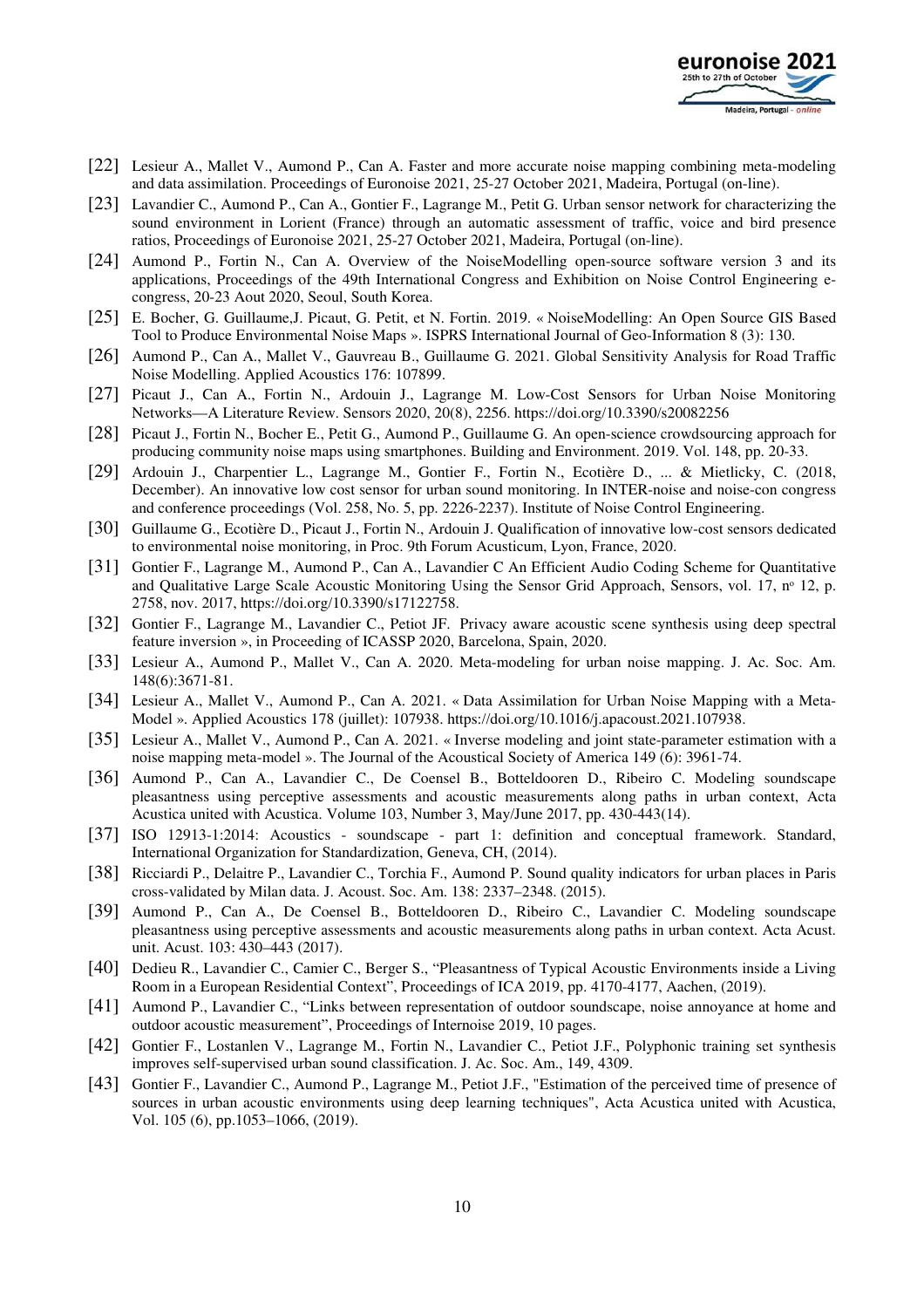[22] Lesieur A., Mallet V., Aumond P., Can A. Faster and more accurate noise mapping combining meta-modeling and data assimilation. Proceedings of Euronoise 2021, 25-27 October 2021, Madeira, Portugal (on-line).

[23] Lavandier C., Aumond P., Can A., Gontier F., Lagrange M., Petit G. Urban sensor network for characterizing the sound environment in Lorient (France) through an automatic assessment of traffic, voice and bird presence ratios, Proceedings of Euronoise 2021, 25-27 October 2021, Madeira, Portugal (on-line).

[24] Aumond P., Fortin N., Can A. Overview of the NoiseModelling open-source software version 3 and its applications, Proceedings of the 49th International Congress and Exhibition on Noise Control Engineering e-congress, 20-23 Aout 2020, Seoul, South Korea.

[25] E. Bocher, G. Guillaume,J. Picaut, G. Petit, et N. Fortin. 2019. « NoiseModelling: An Open Source GIS Based Tool to Produce Environmental Noise Maps ». ISPRS International Journal of Geo-Information 8 (3): 130.

[26] Aumond P., Can A., Mallet V., Gauvreau B., Guillaume G. 2021. Global Sensitivity Analysis for Road Traffic Noise Modelling. Applied Acoustics 176: 107899.

[27] Picaut J., Can A., Fortin N., Ardouin J., Lagrange M. Low-Cost Sensors for Urban Noise Monitoring Networks—A Literature Review. Sensors 2020, 20(8), 2256. https://doi.org/10.3390/s20082256

[28] Picaut J., Fortin N., Bocher E., Petit G., Aumond P., Guillaume G. An open-science crowdsourcing approach for producing community noise maps using smartphones. Building and Environment. 2019. Vol. 148, pp. 20-33.

[29] Ardouin J., Charpentier L., Lagrange M., Gontier F., Fortin N., Ecotière D., ... & Mietlicky, C. (2018, December). An innovative low cost sensor for urban sound monitoring. In INTER-noise and noise-con congress and conference proceedings (Vol. 258, No. 5, pp. 2226-2237). Institute of Noise Control Engineering.

[30] Guillaume G., Ecotière D., Picaut J., Fortin N., Ardouin J. Qualification of innovative low-cost sensors dedicated to environmental noise monitoring, in Proc. 9th Forum Acusticum, Lyon, France, 2020.

[31] Gontier F., Lagrange M., Aumond P., Can A., Lavandier C An Efficient Audio Coding Scheme for Quantitative and Qualitative Large Scale Acoustic Monitoring Using the Sensor Grid Approach, Sensors, vol. 17, nº 12, p. 2758, nov. 2017, https://doi.org/10.3390/s17122758.

[32] Gontier F., Lagrange M., Lavandier C., Petiot JF. Privacy aware acoustic scene synthesis using deep spectral feature inversion », in Proceeding of ICASSP 2020, Barcelona, Spain, 2020.

[33] Lesieur A., Aumond P., Mallet V., Can A. 2020. Meta-modeling for urban noise mapping. J. Ac. Soc. Am. 148(6):3671-81.

[34] Lesieur A., Mallet V., Aumond P., Can A. 2021. « Data Assimilation for Urban Noise Mapping with a Meta-Model ». Applied Acoustics 178 (juillet): 107938. https://doi.org/10.1016/j.apacoust.2021.107938.

[35] Lesieur A., Mallet V., Aumond P., Can A. 2021. « Inverse modeling and joint state-parameter estimation with a noise mapping meta-model ». The Journal of the Acoustical Society of America 149 (6): 3961-74.

[36] Aumond P., Can A., Lavandier C., De Coensel B., Botteldooren D., Ribeiro C. Modeling soundscape pleasantness using perceptive assessments and acoustic measurements along paths in urban context, Acta Acustica united with Acustica. Volume 103, Number 3, May/June 2017, pp. 430-443(14).

[37] ISO 12913-1:2014: Acoustics - soundscape - part 1: definition and conceptual framework. Standard, International Organization for Standardization, Geneva, CH, (2014).

[38] Ricciardi P., Delaitre P., Lavandier C., Torchia F., Aumond P. Sound quality indicators for urban places in Paris cross-validated by Milan data. J. Acoust. Soc. Am. 138: 2337–2348. (2015).

[39] Aumond P., Can A., De Coensel B., Botteldooren D., Ribeiro C., Lavandier C. Modeling soundscape pleasantness using perceptive assessments and acoustic measurements along paths in urban context. Acta Acust. unit. Acust. 103: 430–443 (2017).

[40] Dedieu R., Lavandier C., Camier C., Berger S., "Pleasantness of Typical Acoustic Environments inside a Living Room in a European Residential Context", Proceedings of ICA 2019, pp. 4170-4177, Aachen, (2019).

[41] Aumond P., Lavandier C., "Links between representation of outdoor soundscape, noise annoyance at home and outdoor acoustic measurement", Proceedings of Internoise 2019, 10 pages.

[42] Gontier F., Lostanlen V., Lagrange M., Fortin N., Lavandier C., Petiot J.F., Polyphonic training set synthesis improves self-supervised urban sound classification. J. Ac. Soc. Am., 149, 4309.

[43] Gontier F., Lavandier C., Aumond P., Lagrange M., Petiot J.F., "Estimation of the perceived time of presence of sources in urban acoustic environments using deep learning techniques", Acta Acustica united with Acustica, Vol. 105 (6), pp.1053–1066, (2019).